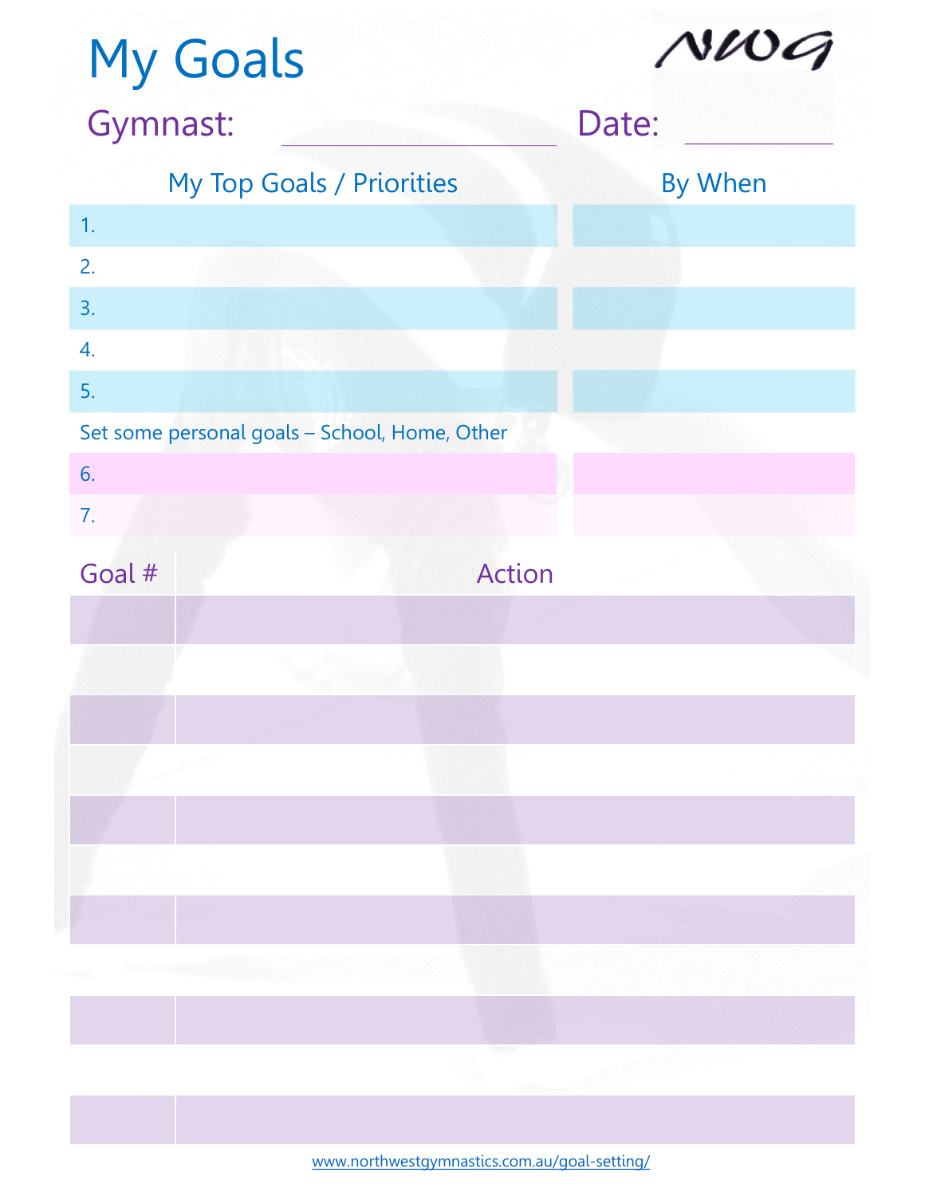# My Goals

NWG

**Gymnast:** ______________________ **Date:** ____________

| My Top Goals / Priorities | By When |
|---|---|
| 1. | |
| 2. | |
| 3. | |
| 4. | |
| 5. | |
| Set some personal goals – School, Home, Other | |
| 6. | |
| 7. | |

| Goal # | Action |
|---|---|
| | |
| | |
| | |
| | |
| | |
| | |
| | |
| | |
| | |
| | |
| | |

www.northwestgymnastics.com.au/goal-setting/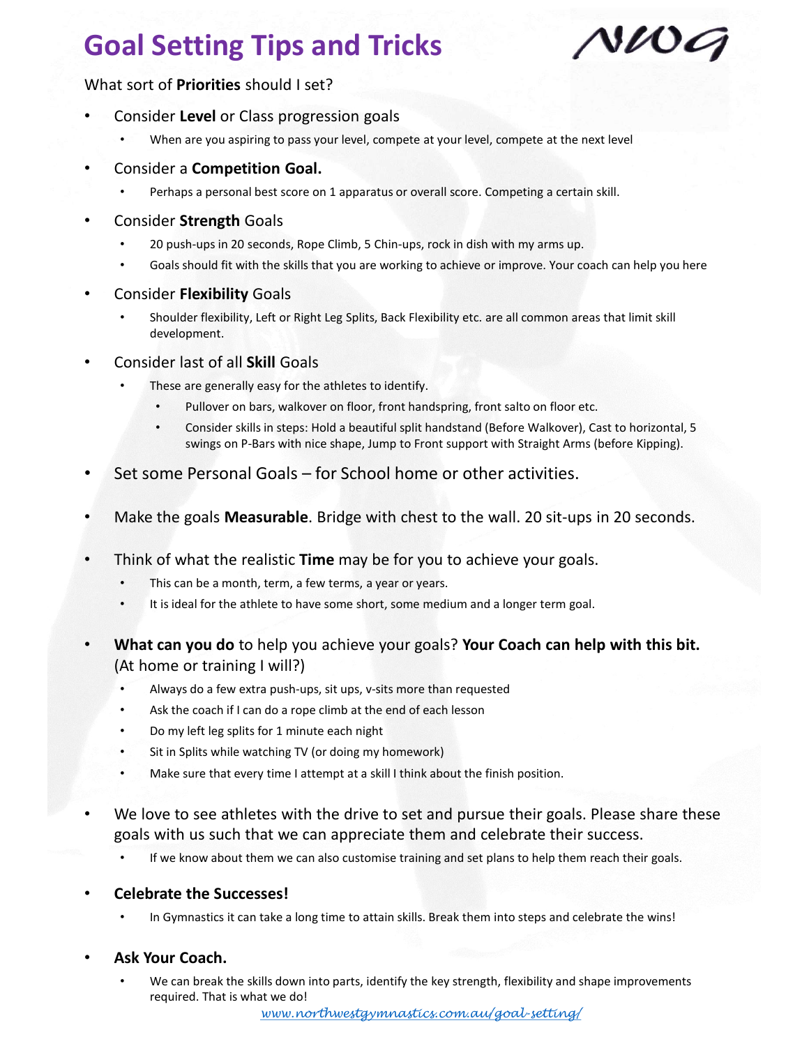# Goal Setting Tips and Tricks

NWG

What sort of **Priorities** should I set?

- Consider **Level** or Class progression goals
  - When are you aspiring to pass your level, compete at your level, compete at the next level
- Consider a **Competition Goal.**
  - Perhaps a personal best score on 1 apparatus or overall score. Competing a certain skill.
- Consider **Strength** Goals
  - 20 push-ups in 20 seconds, Rope Climb, 5 Chin-ups, rock in dish with my arms up.
  - Goals should fit with the skills that you are working to achieve or improve. Your coach can help you here
- Consider **Flexibility** Goals
  - Shoulder flexibility, Left or Right Leg Splits, Back Flexibility etc. are all common areas that limit skill development.
- Consider last of all **Skill** Goals
  - These are generally easy for the athletes to identify.
    - Pullover on bars, walkover on floor, front handspring, front salto on floor etc.
    - Consider skills in steps: Hold a beautiful split handstand (Before Walkover), Cast to horizontal, 5 swings on P-Bars with nice shape, Jump to Front support with Straight Arms (before Kipping).
- Set some Personal Goals – for School home or other activities.
- Make the goals **Measurable**. Bridge with chest to the wall. 20 sit-ups in 20 seconds.
- Think of what the realistic **Time** may be for you to achieve your goals.
  - This can be a month, term, a few terms, a year or years.
  - It is ideal for the athlete to have some short, some medium and a longer term goal.
- **What can you do** to help you achieve your goals? **Your Coach can help with this bit.** (At home or training I will?)
  - Always do a few extra push-ups, sit ups, v-sits more than requested
  - Ask the coach if I can do a rope climb at the end of each lesson
  - Do my left leg splits for 1 minute each night
  - Sit in Splits while watching TV (or doing my homework)
  - Make sure that every time I attempt at a skill I think about the finish position.
- We love to see athletes with the drive to set and pursue their goals. Please share these goals with us such that we can appreciate them and celebrate their success.
  - If we know about them we can also customise training and set plans to help them reach their goals.
- **Celebrate the Successes!**
  - In Gymnastics it can take a long time to attain skills. Break them into steps and celebrate the wins!
- **Ask Your Coach.**
  - We can break the skills down into parts, identify the key strength, flexibility and shape improvements required. That is what we do!

www.northwestgymnastics.com.au/goal-setting/